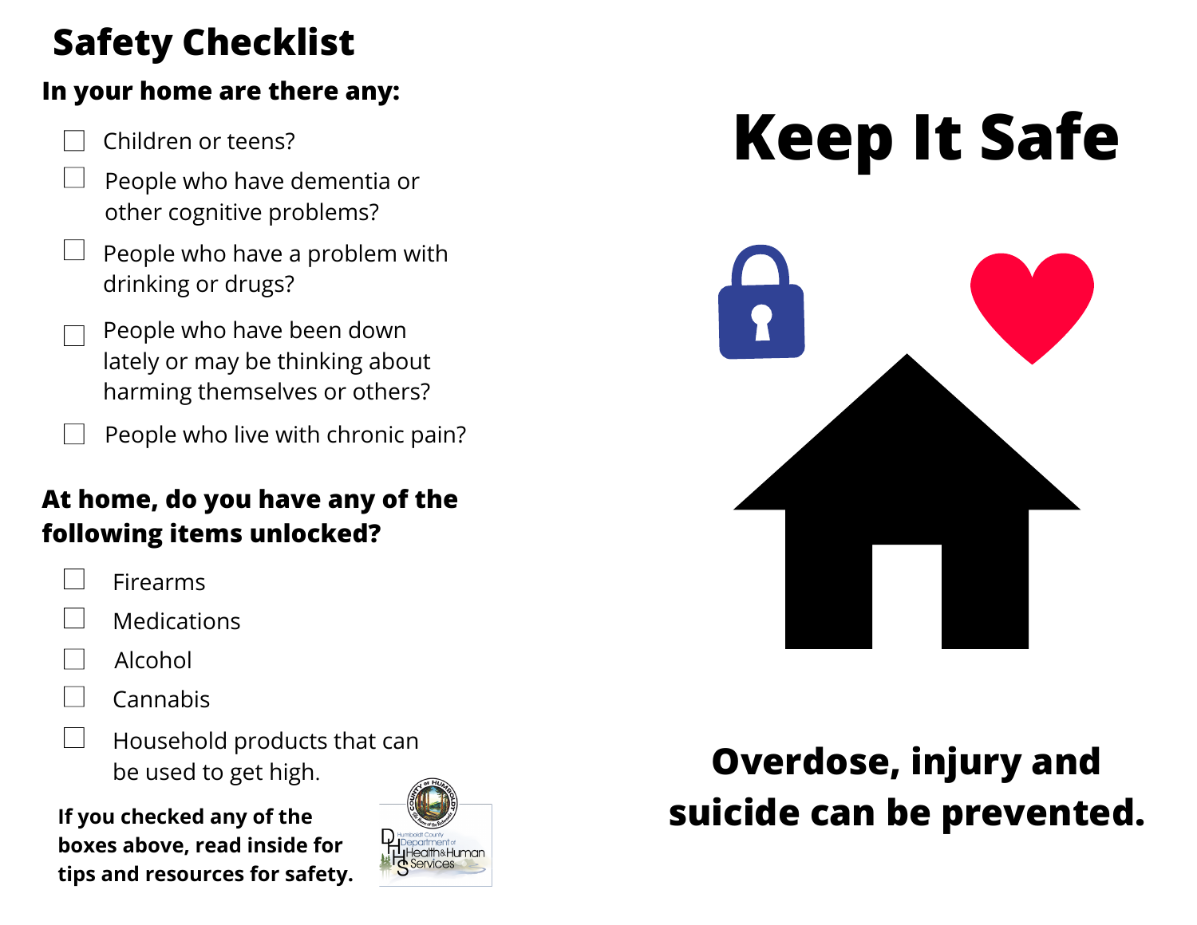# Safety Checklist

**In your home are there any:**

- ☐ Children or teens?
- ☐ People who have dementia or other cognitive problems?
- ☐ People who have a problem with drinking or drugs?
- ☐ People who have been down lately or may be thinking about harming themselves or others?
- ☐ People who live with chronic pain?

**At home, do you have any of the following items unlocked?**

- ☐ Firearms
- ☐ Medications
- ☐ Alcohol
- ☐ Cannabis
- ☐ Household products that can be used to get high.

**If you checked any of the boxes above, read inside for tips and resources for safety.**

Humboldt County Department of Health & Human Services

# Keep It Safe

**Overdose, injury and suicide can be prevented.**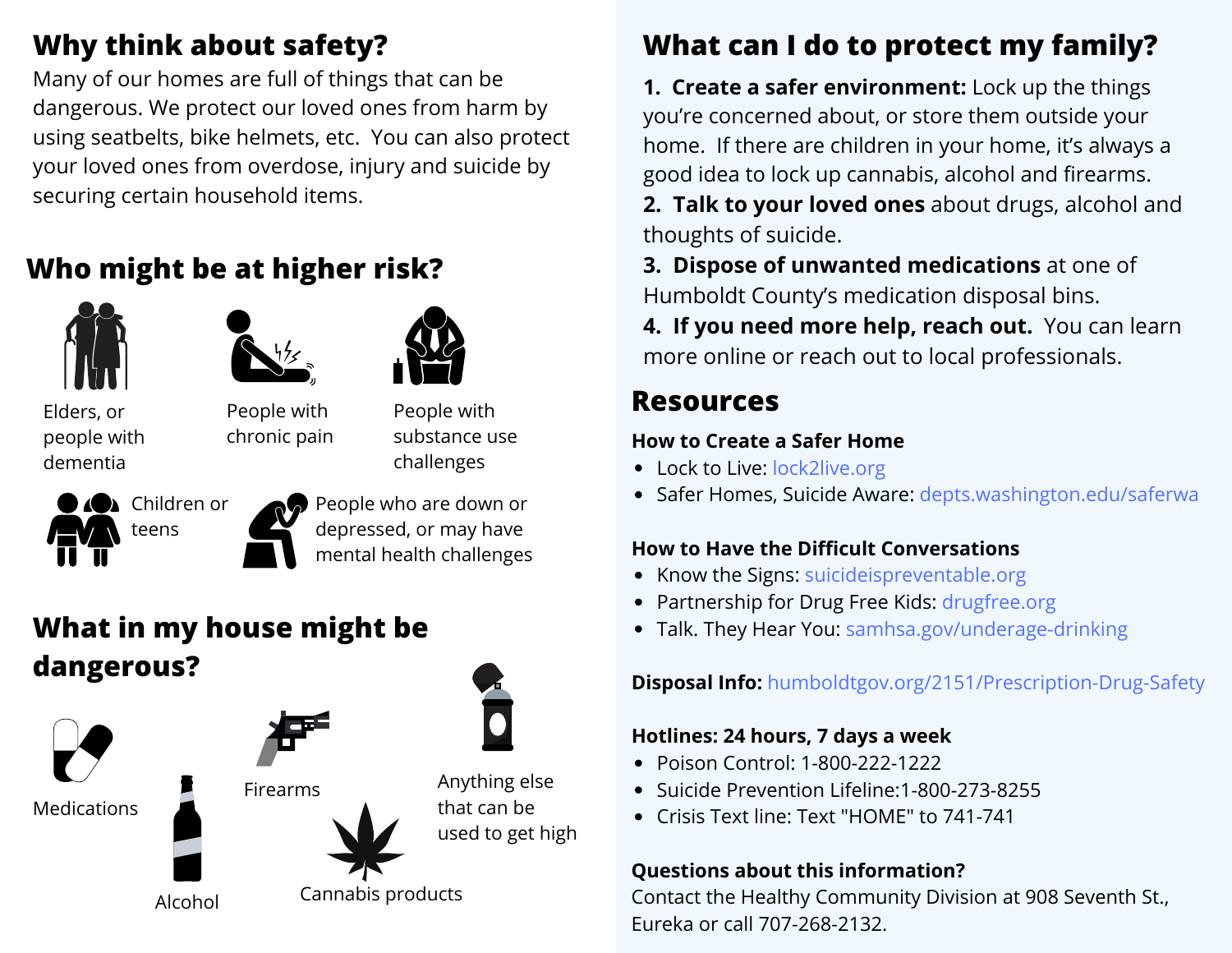## Why think about safety?

Many of our homes are full of things that can be dangerous. We protect our loved ones from harm by using seatbelts, bike helmets, etc. You can also protect your loved ones from overdose, injury and suicide by securing certain household items.

## Who might be at higher risk?

- Elders, or people with dementia
- People with chronic pain
- People with substance use challenges
- Children or teens
- People who are down or depressed, or may have mental health challenges

## What in my house might be dangerous?

- Medications
- Alcohol
- Firearms
- Cannabis products
- Anything else that can be used to get high

## What can I do to protect my family?

1. **Create a safer environment:** Lock up the things you're concerned about, or store them outside your home. If there are children in your home, it's always a good idea to lock up cannabis, alcohol and firearms.
2. **Talk to your loved ones** about drugs, alcohol and thoughts of suicide.
3. **Dispose of unwanted medications** at one of Humboldt County's medication disposal bins.
4. **If you need more help, reach out.** You can learn more online or reach out to local professionals.

## Resources

**How to Create a Safer Home**

- Lock to Live: lock2live.org
- Safer Homes, Suicide Aware: depts.washington.edu/saferwa

**How to Have the Difficult Conversations**

- Know the Signs: suicideispreventable.org
- Partnership for Drug Free Kids: drugfree.org
- Talk. They Hear You: samhsa.gov/underage-drinking

**Disposal Info:** humboldtgov.org/2151/Prescription-Drug-Safety

**Hotlines: 24 hours, 7 days a week**

- Poison Control: 1-800-222-1222
- Suicide Prevention Lifeline:1-800-273-8255
- Crisis Text line: Text "HOME" to 741-741

**Questions about this information?**

Contact the Healthy Community Division at 908 Seventh St., Eureka or call 707-268-2132.